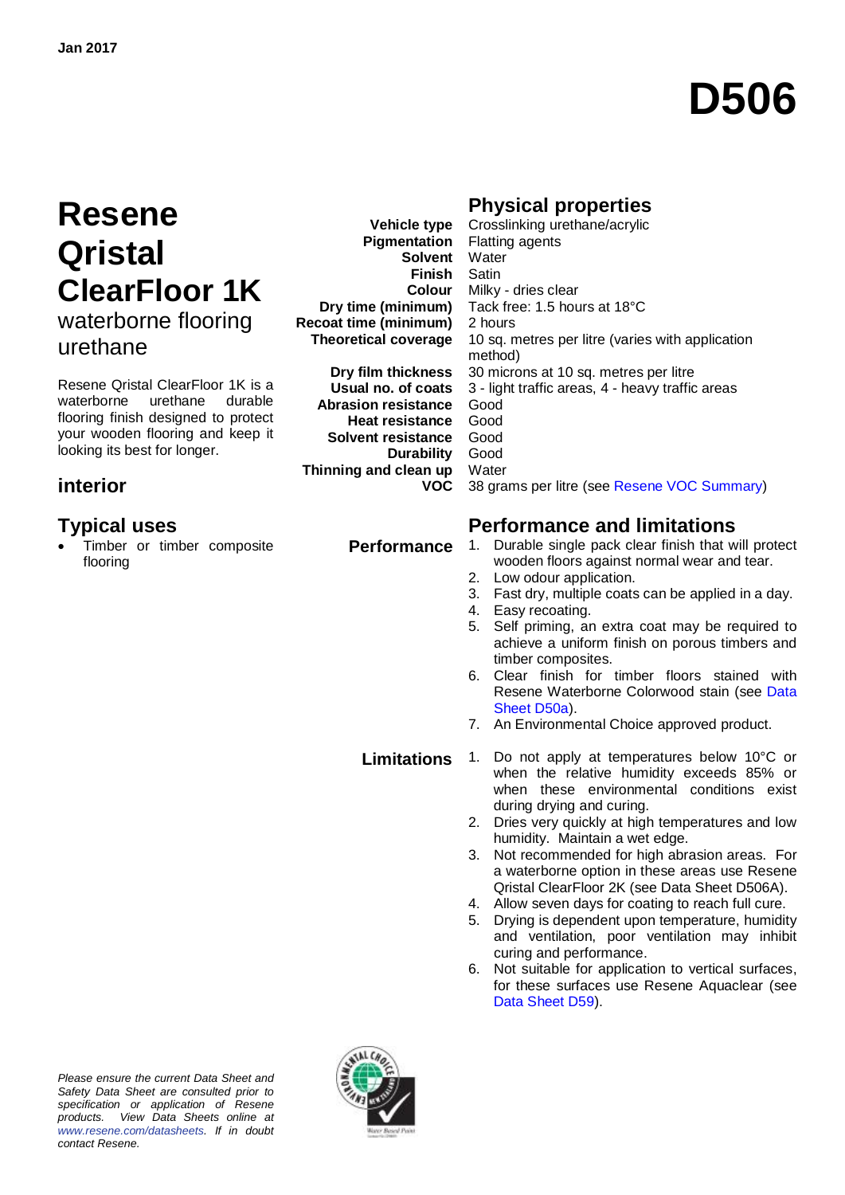Jan 2017

# D506

# Resene Qristal ClearFloor 1K

waterborne flooring urethane

Resene Qristal ClearFloor 1K is a waterborne urethane durable flooring finish designed to protect your wooden flooring and keep it looking its best for longer.

## interior

## Typical uses

- Timber or timber composite flooring

## Physical properties

| | |
|---|---|
| **Vehicle type** | Crosslinking urethane/acrylic |
| **Pigmentation** | Flatting agents |
| **Solvent** | Water |
| **Finish** | Satin |
| **Colour** | Milky - dries clear |
| **Dry time (minimum)** | Tack free: 1.5 hours at 18°C |
| **Recoat time (minimum)** | 2 hours |
| **Theoretical coverage** | 10 sq. metres per litre (varies with application method) |
| **Dry film thickness** | 30 microns at 10 sq. metres per litre |
| **Usual no. of coats** | 3 - light traffic areas, 4 - heavy traffic areas |
| **Abrasion resistance** | Good |
| **Heat resistance** | Good |
| **Solvent resistance** | Good |
| **Durability** | Good |
| **Thinning and clean up** | Water |
| **VOC** | 38 grams per litre (see Resene VOC Summary) |

## Performance and limitations

**Performance**

1. Durable single pack clear finish that will protect wooden floors against normal wear and tear.
2. Low odour application.
3. Fast dry, multiple coats can be applied in a day.
4. Easy recoating.
5. Self priming, an extra coat may be required to achieve a uniform finish on porous timbers and timber composites.
6. Clear finish for timber floors stained with Resene Waterborne Colorwood stain (see Data Sheet D50a).
7. An Environmental Choice approved product.

**Limitations**

1. Do not apply at temperatures below 10°C or when the relative humidity exceeds 85% or when these environmental conditions exist during drying and curing.
2. Dries very quickly at high temperatures and low humidity. Maintain a wet edge.
3. Not recommended for high abrasion areas. For a waterborne option in these areas use Resene Qristal ClearFloor 2K (see Data Sheet D506A).
4. Allow seven days for coating to reach full cure.
5. Drying is dependent upon temperature, humidity and ventilation, poor ventilation may inhibit curing and performance.
6. Not suitable for application to vertical surfaces, for these surfaces use Resene Aquaclear (see Data Sheet D59).

*Please ensure the current Data Sheet and Safety Data Sheet are consulted prior to specification or application of Resene products. View Data Sheets online at www.resene.com/datasheets. If in doubt contact Resene.*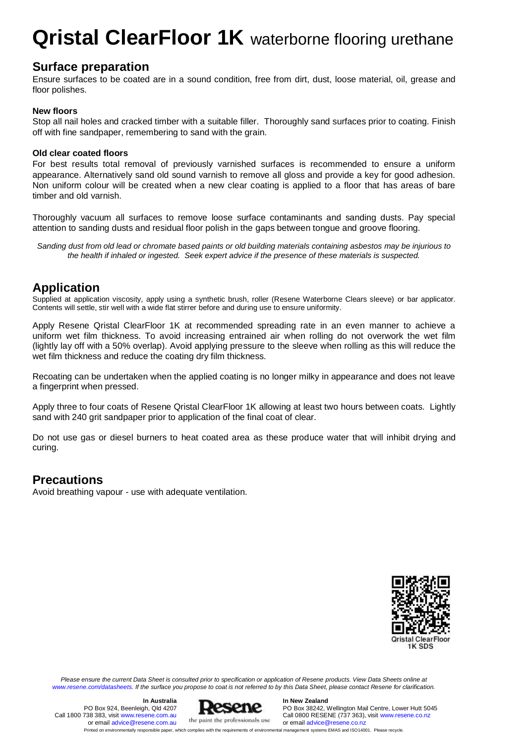# Qristal ClearFloor 1K waterborne flooring urethane

## Surface preparation

Ensure surfaces to be coated are in a sound condition, free from dirt, dust, loose material, oil, grease and floor polishes.

### New floors

Stop all nail holes and cracked timber with a suitable filler. Thoroughly sand surfaces prior to coating. Finish off with fine sandpaper, remembering to sand with the grain.

### Old clear coated floors

For best results total removal of previously varnished surfaces is recommended to ensure a uniform appearance. Alternatively sand old sound varnish to remove all gloss and provide a key for good adhesion. Non uniform colour will be created when a new clear coating is applied to a floor that has areas of bare timber and old varnish.

Thoroughly vacuum all surfaces to remove loose surface contaminants and sanding dusts. Pay special attention to sanding dusts and residual floor polish in the gaps between tongue and groove flooring.

*Sanding dust from old lead or chromate based paints or old building materials containing asbestos may be injurious to the health if inhaled or ingested. Seek expert advice if the presence of these materials is suspected.*

## Application

Supplied at application viscosity, apply using a synthetic brush, roller (Resene Waterborne Clears sleeve) or bar applicator. Contents will settle, stir well with a wide flat stirrer before and during use to ensure uniformity.

Apply Resene Qristal ClearFloor 1K at recommended spreading rate in an even manner to achieve a uniform wet film thickness. To avoid increasing entrained air when rolling do not overwork the wet film (lightly lay off with a 50% overlap). Avoid applying pressure to the sleeve when rolling as this will reduce the wet film thickness and reduce the coating dry film thickness.

Recoating can be undertaken when the applied coating is no longer milky in appearance and does not leave a fingerprint when pressed.

Apply three to four coats of Resene Qristal ClearFloor 1K allowing at least two hours between coats. Lightly sand with 240 grit sandpaper prior to application of the final coat of clear.

Do not use gas or diesel burners to heat coated area as these produce water that will inhibit drying and curing.

## Precautions

Avoid breathing vapour - use with adequate ventilation.

Qristal ClearFloor 1K SDS

*Please ensure the current Data Sheet is consulted prior to specification or application of Resene products. View Data Sheets online at www.resene.com/datasheets. If the surface you propose to coat is not referred to by this Data Sheet, please contact Resene for clarification.*

**In Australia**
PO Box 924, Beenleigh, Qld 4207
Call 1800 738 383, visit www.resene.com.au
or email advice@resene.com.au

Resene
the paint the professionals use

**In New Zealand**
PO Box 38242, Wellington Mail Centre, Lower Hutt 5045
Call 0800 RESENE (737 363), visit www.resene.co.nz
or email advice@resene.co.nz

Printed on environmentally responsible paper, which complies with the requirements of environmental management systems EMAS and ISO14001. Please recycle.